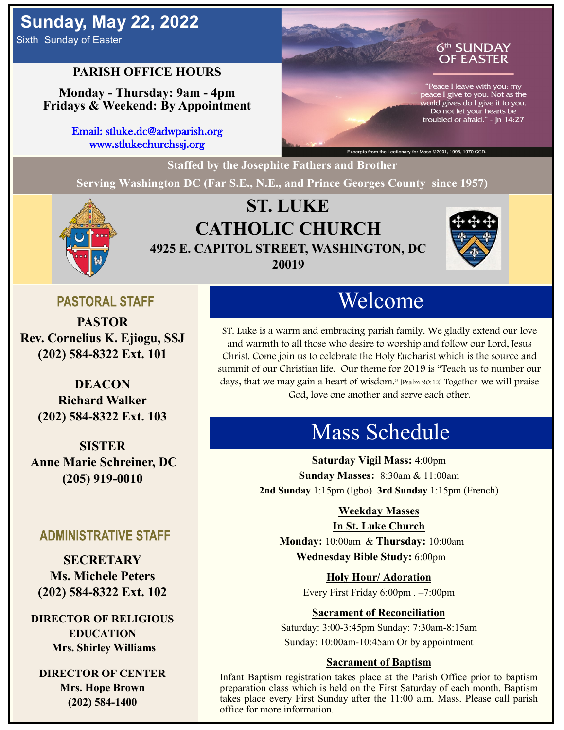# Sunday, May 22, 2022

Sixth Sunday of Easter

## PARISH OFFICE HOURS

**Monday - Thursday: 9am - 4pm**
**Fridays & Weekend: By Appointment**

Email: stluke.dc@adwparish.org
www.stlukechurchssj.org

6th SUNDAY OF EASTER

"Peace I leave with you; my peace I give to you. Not as the world gives do I give it to you. Do not let your hearts be troubled or afraid." - Jn 14:27

Excerpts from the Lectionary for Mass ©2001, 1998, 1970 CCD.

**Staffed by the Josephite Fathers and Brother**

**Serving Washington DC (Far S.E., N.E., and Prince Georges County since 1957)**

# ST. LUKE CATHOLIC CHURCH

**4925 E. CAPITOL STREET, WASHINGTON, DC 20019**

## PASTORAL STAFF

**PASTOR**
**Rev. Cornelius K. Ejiogu, SSJ**
**(202) 584-8322 Ext. 101**

**DEACON**
**Richard Walker**
**(202) 584-8322 Ext. 103**

**SISTER**
**Anne Marie Schreiner, DC**
**(205) 919-0010**

## ADMINISTRATIVE STAFF

**SECRETARY**
**Ms. Michele Peters**
**(202) 584-8322 Ext. 102**

**DIRECTOR OF RELIGIOUS EDUCATION**
**Mrs. Shirley Williams**

**DIRECTOR OF CENTER**
**Mrs. Hope Brown**
**(202) 584-1400**

## Welcome

ST. Luke is a warm and embracing parish family. We gladly extend our love and warmth to all those who desire to worship and follow our Lord, Jesus Christ. Come join us to celebrate the Holy Eucharist which is the source and summit of our Christian life. Our theme for 2019 is "Teach us to number our days, that we may gain a heart of wisdom." [Psalm 90:12] Together we will praise God, love one another and serve each other.

## Mass Schedule

**Saturday Vigil Mass:** 4:00pm
**Sunday Masses:** 8:30am & 11:00am
**2nd Sunday** 1:15pm (Igbo) **3rd Sunday** 1:15pm (French)

**Weekday Masses**
**In St. Luke Church**
**Monday:** 10:00am & **Thursday:** 10:00am
**Wednesday Bible Study:** 6:00pm

**Holy Hour/ Adoration**
Every First Friday 6:00pm . –7:00pm

**Sacrament of Reconciliation**
Saturday: 3:00-3:45pm Sunday: 7:30am-8:15am
Sunday: 10:00am-10:45am Or by appointment

**Sacrament of Baptism**

Infant Baptism registration takes place at the Parish Office prior to baptism preparation class which is held on the First Saturday of each month. Baptism takes place every First Sunday after the 11:00 a.m. Mass. Please call parish office for more information.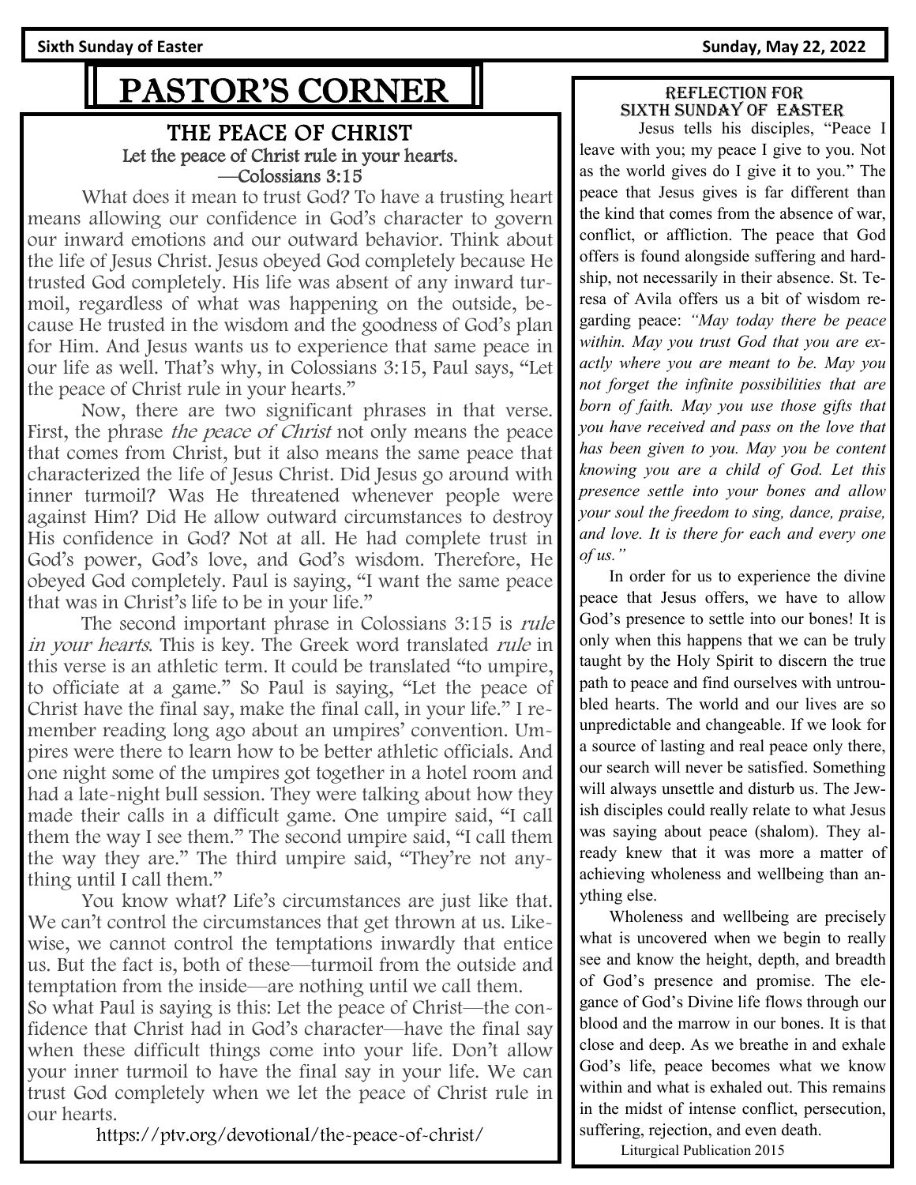# PASTOR'S CORNER

## THE PEACE OF CHRIST

**Let the peace of Christ rule in your hearts.**
**—Colossians 3:15**

What does it mean to trust God? To have a trusting heart means allowing our confidence in God's character to govern our inward emotions and our outward behavior. Think about the life of Jesus Christ. Jesus obeyed God completely because He trusted God completely. His life was absent of any inward turmoil, regardless of what was happening on the outside, because He trusted in the wisdom and the goodness of God's plan for Him. And Jesus wants us to experience that same peace in our life as well. That's why, in Colossians 3:15, Paul says, "Let the peace of Christ rule in your hearts."

Now, there are two significant phrases in that verse. First, the phrase *the peace of Christ* not only means the peace that comes from Christ, but it also means the same peace that characterized the life of Jesus Christ. Did Jesus go around with inner turmoil? Was He threatened whenever people were against Him? Did He allow outward circumstances to destroy His confidence in God? Not at all. He had complete trust in God's power, God's love, and God's wisdom. Therefore, He obeyed God completely. Paul is saying, "I want the same peace that was in Christ's life to be in your life."

The second important phrase in Colossians 3:15 is *rule in your hearts*. This is key. The Greek word translated *rule* in this verse is an athletic term. It could be translated "to umpire, to officiate at a game." So Paul is saying, "Let the peace of Christ have the final say, make the final call, in your life." I remember reading long ago about an umpires' convention. Umpires were there to learn how to be better athletic officials. And one night some of the umpires got together in a hotel room and had a late-night bull session. They were talking about how they made their calls in a difficult game. One umpire said, "I call them the way I see them." The second umpire said, "I call them the way they are." The third umpire said, "They're not anything until I call them."

You know what? Life's circumstances are just like that. We can't control the circumstances that get thrown at us. Likewise, we cannot control the temptations inwardly that entice us. But the fact is, both of these—turmoil from the outside and temptation from the inside—are nothing until we call them.
So what Paul is saying is this: Let the peace of Christ—the confidence that Christ had in God's character—have the final say when these difficult things come into your life. Don't allow your inner turmoil to have the final say in your life. We can trust God completely when we let the peace of Christ rule in our hearts.

https://ptv.org/devotional/the-peace-of-christ/

## REFLECTION FOR SIXTH SUNDAY OF EASTER

Jesus tells his disciples, "Peace I leave with you; my peace I give to you. Not as the world gives do I give it to you." The peace that Jesus gives is far different than the kind that comes from the absence of war, conflict, or affliction. The peace that God offers is found alongside suffering and hardship, not necessarily in their absence. St. Teresa of Avila offers us a bit of wisdom regarding peace: *"May today there be peace within. May you trust God that you are exactly where you are meant to be. May you not forget the infinite possibilities that are born of faith. May you use those gifts that you have received and pass on the love that has been given to you. May you be content knowing you are a child of God. Let this presence settle into your bones and allow your soul the freedom to sing, dance, praise, and love. It is there for each and every one of us."*

In order for us to experience the divine peace that Jesus offers, we have to allow God's presence to settle into our bones! It is only when this happens that we can be truly taught by the Holy Spirit to discern the true path to peace and find ourselves with untroubled hearts. The world and our lives are so unpredictable and changeable. If we look for a source of lasting and real peace only there, our search will never be satisfied. Something will always unsettle and disturb us. The Jewish disciples could really relate to what Jesus was saying about peace (shalom). They already knew that it was more a matter of achieving wholeness and wellbeing than anything else.

Wholeness and wellbeing are precisely what is uncovered when we begin to really see and know the height, depth, and breadth of God's presence and promise. The elegance of God's Divine life flows through our blood and the marrow in our bones. It is that close and deep. As we breathe in and exhale God's life, peace becomes what we know within and what is exhaled out. This remains in the midst of intense conflict, persecution, suffering, rejection, and even death.

Liturgical Publication 2015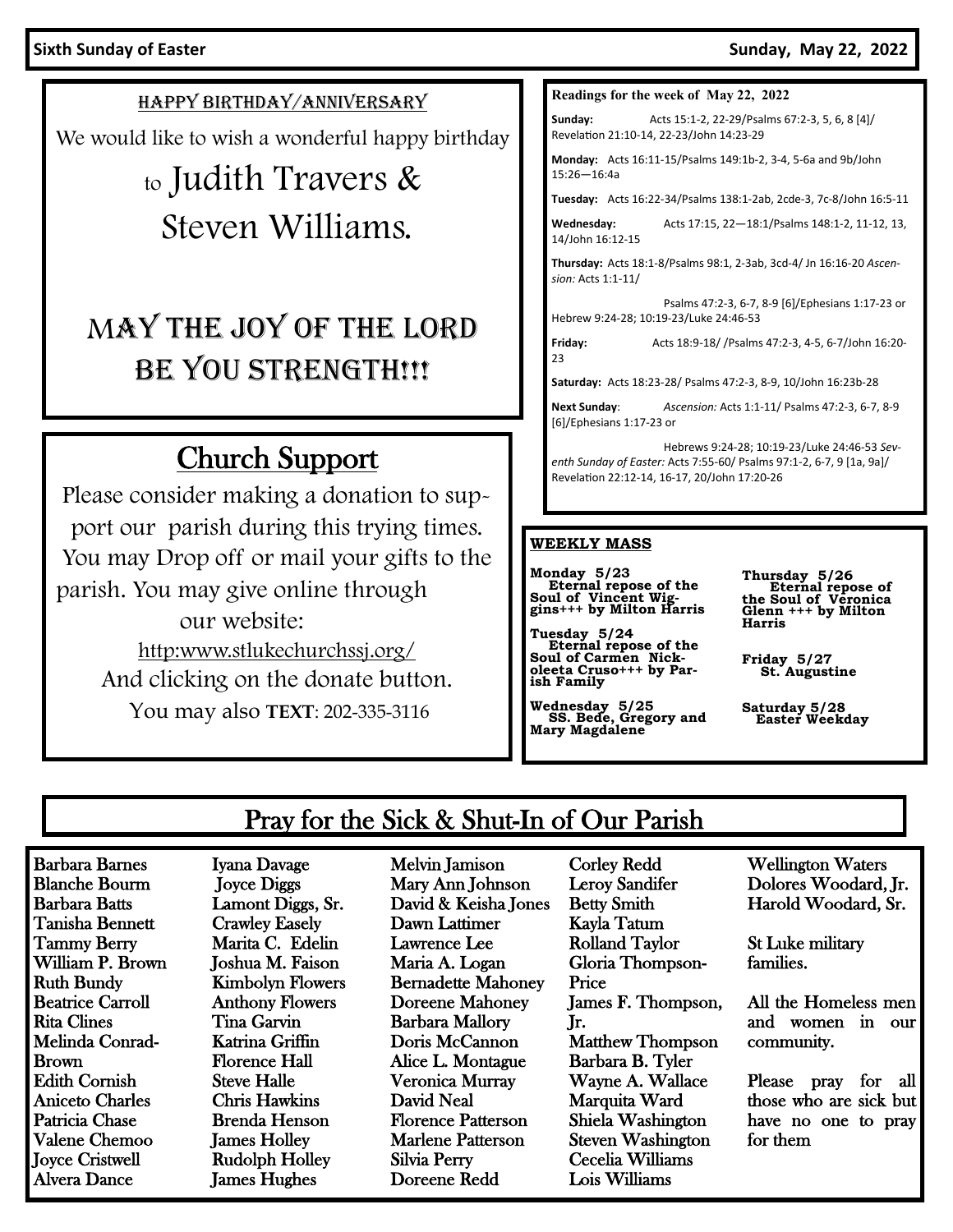## Happy Birthday/Anniversary

We would like to wish a wonderful happy birthday to Judith Travers & Steven Williams.

MAY THE JOY OF THE LORD BE YOU STRENGTH!!!

## Church Support

Please consider making a donation to support our parish during this trying times. You may Drop off or mail your gifts to the parish. You may give online through our website:

http:www.stlukechurchssj.org/

And clicking on the donate button.

You may also **TEXT**: 202-335-3116

**Readings for the week of May 22, 2022**

**Sunday:** Acts 15:1-2, 22-29/Psalms 67:2-3, 5, 6, 8 [4]/ Revelation 21:10-14, 22-23/John 14:23-29

**Monday:** Acts 16:11-15/Psalms 149:1b-2, 3-4, 5-6a and 9b/John 15:26—16:4a

**Tuesday:** Acts 16:22-34/Psalms 138:1-2ab, 2cde-3, 7c-8/John 16:5-11

**Wednesday:** Acts 17:15, 22—18:1/Psalms 148:1-2, 11-12, 13, 14/John 16:12-15

**Thursday:** Acts 18:1-8/Psalms 98:1, 2-3ab, 3cd-4/ Jn 16:16-20 *Ascension:* Acts 1:1-11/ Psalms 47:2-3, 6-7, 8-9 [6]/Ephesians 1:17-23 or Hebrew 9:24-28; 10:19-23/Luke 24:46-53

**Friday:** Acts 18:9-18/ /Psalms 47:2-3, 4-5, 6-7/John 16:20-23

**Saturday:** Acts 18:23-28/ Psalms 47:2-3, 8-9, 10/John 16:23b-28

**Next Sunday**: *Ascension:* Acts 1:1-11/ Psalms 47:2-3, 6-7, 8-9 [6]/Ephesians 1:17-23 or Hebrews 9:24-28; 10:19-23/Luke 24:46-53 *Seventh Sunday of Easter:* Acts 7:55-60/ Psalms 97:1-2, 6-7, 9 [1a, 9a]/ Revelation 22:12-14, 16-17, 20/John 17:20-26

**WEEKLY MASS**

**Monday 5/23**
Eternal repose of the Soul of Vincent Wiggins+++ by Milton Harris

**Tuesday 5/24**
Eternal repose of the Soul of Carmen Nickoleeta Cruso+++ by Parish Family

**Wednesday 5/25**
SS. Bede, Gregory and Mary Magdalene

**Thursday 5/26**
Eternal repose of the Soul of Veronica Glenn +++ by Milton Harris

**Friday 5/27**
St. Augustine

**Saturday 5/28**
Easter Weekday

## Pray for the Sick & Shut-In of Our Parish

Barbara Barnes
Blanche Bourm
Barbara Batts
Tanisha Bennett
Tammy Berry
William P. Brown
Ruth Bundy
Beatrice Carroll
Rita Clines
Melinda Conrad-Brown
Edith Cornish
Aniceto Charles
Patricia Chase
Valene Chemoo
Joyce Cristwell
Alvera Dance
Iyana Davage
Joyce Diggs
Lamont Diggs, Sr.
Crawley Easely
Marita C. Edelin
Joshua M. Faison
Kimbolyn Flowers
Anthony Flowers
Tina Garvin
Katrina Griffin
Florence Hall
Steve Halle
Chris Hawkins
Brenda Henson
James Holley
Rudolph Holley
James Hughes
Melvin Jamison
Mary Ann Johnson
David & Keisha Jones
Dawn Lattimer
Lawrence Lee
Maria A. Logan
Bernadette Mahoney
Doreene Mahoney
Barbara Mallory
Doris McCannon
Alice L. Montague
Veronica Murray
David Neal
Florence Patterson
Marlene Patterson
Silvia Perry
Doreene Redd
Corley Redd
Leroy Sandifer
Betty Smith
Kayla Tatum
Rolland Taylor
Gloria Thompson-Price
James F. Thompson, Jr.
Matthew Thompson
Barbara B. Tyler
Wayne A. Wallace
Marquita Ward
Shiela Washington
Steven Washington
Cecelia Williams
Lois Williams
Wellington Waters
Dolores Woodard, Jr.
Harold Woodard, Sr.

St Luke military families.

All the Homeless men and women in our community.

Please pray for all those who are sick but have no one to pray for them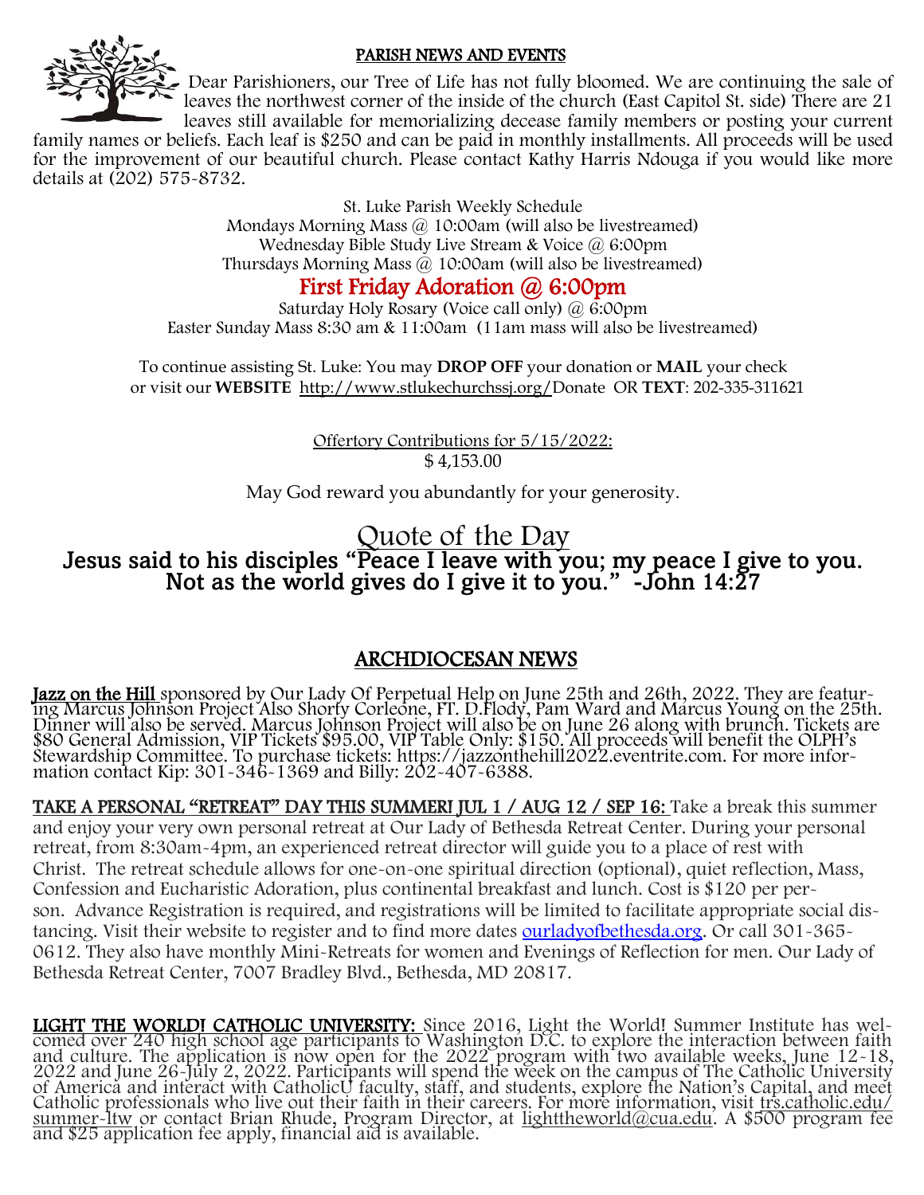## PARISH NEWS AND EVENTS

Dear Parishioners, our Tree of Life has not fully bloomed. We are continuing the sale of leaves the northwest corner of the inside of the church (East Capitol St. side) There are 21 leaves still available for memorializing decease family members or posting your current family names or beliefs. Each leaf is $250 and can be paid in monthly installments. All proceeds will be used for the improvement of our beautiful church. Please contact Kathy Harris Ndouga if you would like more details at (202) 575-8732.

St. Luke Parish Weekly Schedule
Mondays Morning Mass @ 10:00am (will also be livestreamed)
Wednesday Bible Study Live Stream & Voice @ 6:00pm
Thursdays Morning Mass @ 10:00am (will also be livestreamed)

### First Friday Adoration @ 6:00pm

Saturday Holy Rosary (Voice call only) @ 6:00pm
Easter Sunday Mass 8:30 am & 11:00am (11am mass will also be livestreamed)

To continue assisting St. Luke: You may **DROP OFF** your donation or **MAIL** your check or visit our **WEBSITE** http://www.stlukechurchssj.org/Donate OR **TEXT**: 202-335-311621

Offertory Contributions for 5/15/2022:
$ 4,153.00

May God reward you abundantly for your generosity.

# Quote of the Day

**Jesus said to his disciples "Peace I leave with you; my peace I give to you. Not as the world gives do I give it to you." -John 14:27**

## ARCHDIOCESAN NEWS

**Jazz on the Hill** sponsored by Our Lady Of Perpetual Help on June 25th and 26th, 2022. They are featuring Marcus Johnson Project Also Shorty Corleone, FT. D.Flody, Pam Ward and Marcus Young on the 25th. Dinner will also be served. Marcus Johnson Project will also be on June 26 along with brunch. Tickets are $80 General Admission, VIP Tickets $95.00, VIP Table Only: $150. All proceeds will benefit the OLPH's Stewardship Committee. To purchase tickets: https://jazzonthehill2022.eventrite.com. For more information contact Kip: 301-346-1369 and Billy: 202-407-6388.

**TAKE A PERSONAL "RETREAT" DAY THIS SUMMER! JUL 1 / AUG 12 / SEP 16:** Take a break this summer and enjoy your very own personal retreat at Our Lady of Bethesda Retreat Center. During your personal retreat, from 8:30am-4pm, an experienced retreat director will guide you to a place of rest with Christ. The retreat schedule allows for one-on-one spiritual direction (optional), quiet reflection, Mass, Confession and Eucharistic Adoration, plus continental breakfast and lunch. Cost is $120 per person. Advance Registration is required, and registrations will be limited to facilitate appropriate social distancing. Visit their website to register and to find more dates ourladyofbethesda.org. Or call 301-365-0612. They also have monthly Mini-Retreats for women and Evenings of Reflection for men. Our Lady of Bethesda Retreat Center, 7007 Bradley Blvd., Bethesda, MD 20817.

**LIGHT THE WORLD! CATHOLIC UNIVERSITY:** Since 2016, Light the World! Summer Institute has welcomed over 240 high school age participants to Washington D.C. to explore the interaction between faith and culture. The application is now open for the 2022 program with two available weeks, June 12-18, 2022 and June 26-July 2, 2022. Participants will spend the week on the campus of The Catholic University of America and interact with CatholicU faculty, staff, and students, explore the Nation's Capital, and meet Catholic professionals who live out their faith in their careers. For more information, visit trs.catholic.edu/summer-ltw or contact Brian Rhude, Program Director, at lighttheworld@cua.edu. A $500 program fee and $25 application fee apply, financial aid is available.